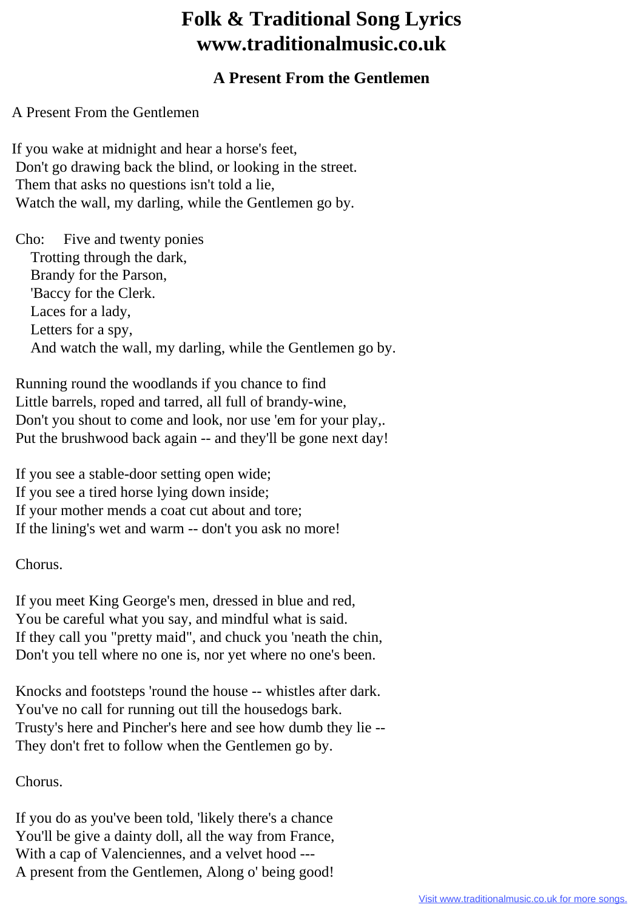# Folk & Traditional Song Lyrics
# www.traditionalmusic.co.uk

### A Present From the Gentlemen

A Present From the Gentlemen

If you wake at midnight and hear a horse's feet,
Don't go drawing back the blind, or looking in the street.
Them that asks no questions isn't told a lie,
Watch the wall, my darling, while the Gentlemen go by.

Cho: Five and twenty ponies
Trotting through the dark,
Brandy for the Parson,
'Baccy for the Clerk.
Laces for a lady,
Letters for a spy,
And watch the wall, my darling, while the Gentlemen go by.

Running round the woodlands if you chance to find
Little barrels, roped and tarred, all full of brandy-wine,
Don't you shout to come and look, nor use 'em for your play,.
Put the brushwood back again -- and they'll be gone next day!

If you see a stable-door setting open wide;
If you see a tired horse lying down inside;
If your mother mends a coat cut about and tore;
If the lining's wet and warm -- don't you ask no more!

Chorus.

If you meet King George's men, dressed in blue and red,
You be careful what you say, and mindful what is said.
If they call you "pretty maid", and chuck you 'neath the chin,
Don't you tell where no one is, nor yet where no one's been.

Knocks and footsteps 'round the house -- whistles after dark.
You've no call for running out till the housedogs bark.
Trusty's here and Pincher's here and see how dumb they lie --
They don't fret to follow when the Gentlemen go by.

Chorus.

If you do as you've been told, 'likely there's a chance
You'll be give a dainty doll, all the way from France,
With a cap of Valenciennes, and a velvet hood ---
A present from the Gentlemen, Along o' being good!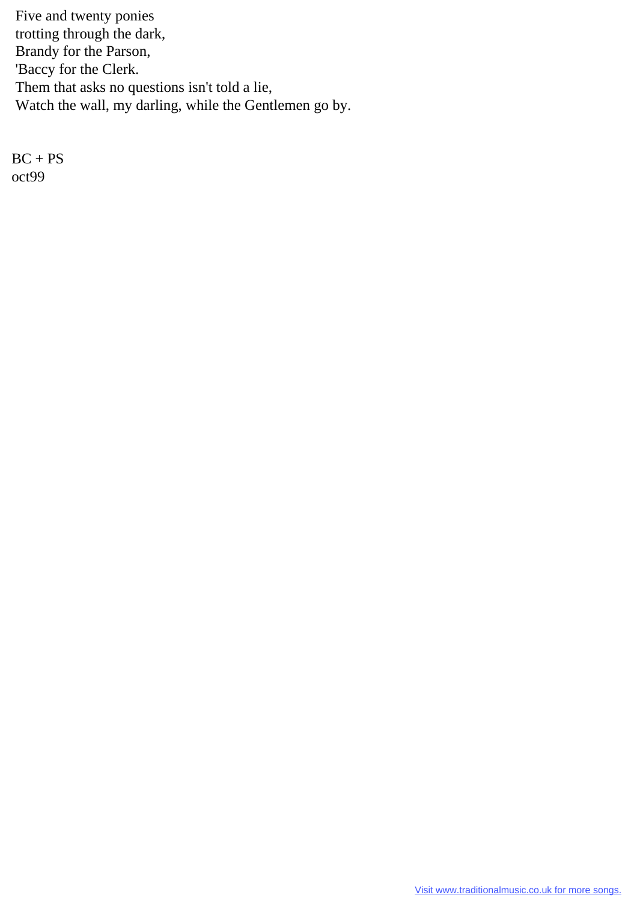Five and twenty ponies
trotting through the dark,
Brandy for the Parson,
'Baccy for the Clerk.
Them that asks no questions isn't told a lie,
Watch the wall, my darling, while the Gentlemen go by.

BC + PS
oct99

Visit www.traditionalmusic.co.uk for more songs.